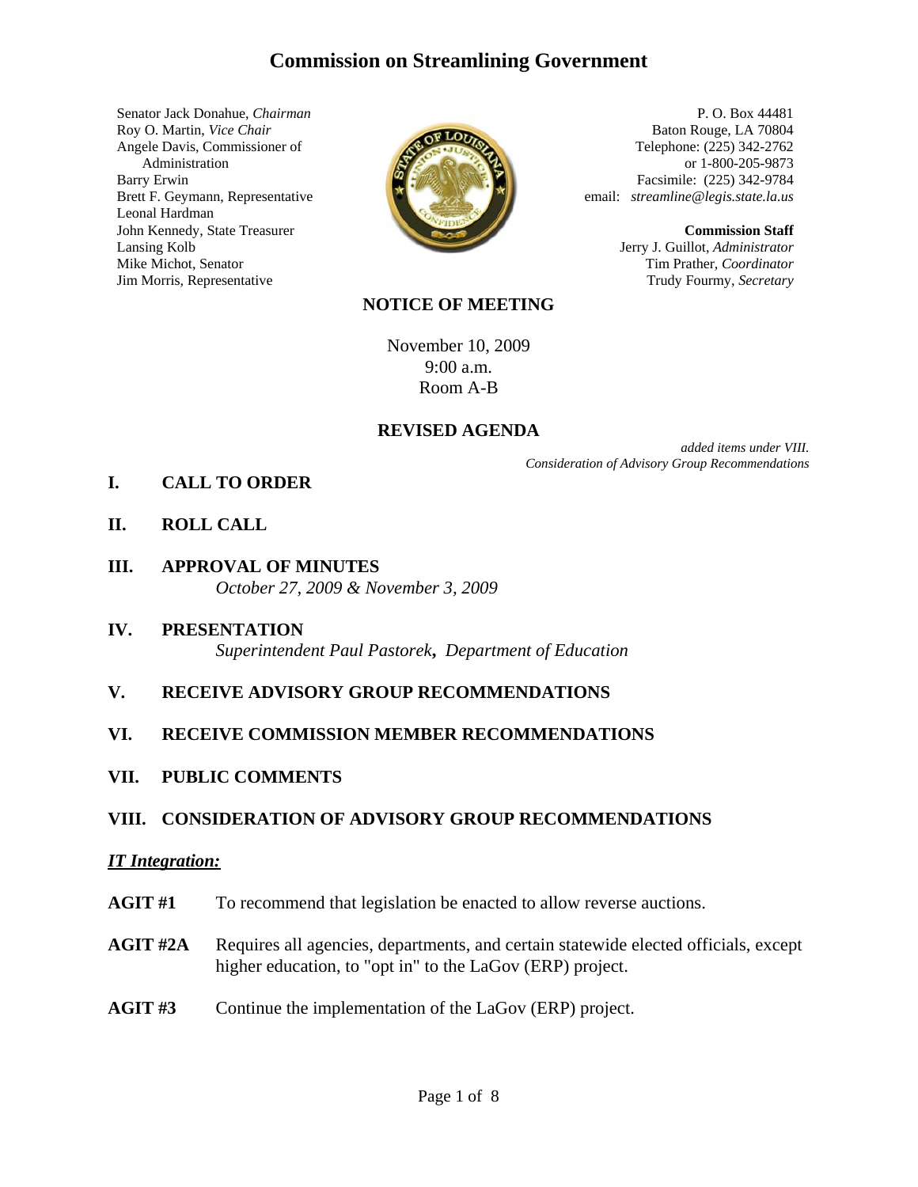# Commission on Streamlining Government

Senator Jack Donahue, *Chairman*
Roy O. Martin, *Vice Chair*
Angele Davis, Commissioner of Administration
Barry Erwin
Brett F. Geymann, Representative
Leonal Hardman
John Kennedy, State Treasurer
Lansing Kolb
Mike Michot, Senator
Jim Morris, Representative

P. O. Box 44481
Baton Rouge, LA 70804
Telephone: (225) 342-2762
or 1-800-205-9873
Facsimile: (225) 342-9784
email: *streamline@legis.state.la.us*

**Commission Staff**
Jerry J. Guillot, *Administrator*
Tim Prather, *Coordinator*
Trudy Fourmy, *Secretary*

## NOTICE OF MEETING

November 10, 2009
9:00 a.m.
Room A-B

## REVISED AGENDA

*added items under VIII. Consideration of Advisory Group Recommendations*

**I. CALL TO ORDER**

**II. ROLL CALL**

**III. APPROVAL OF MINUTES**
*October 27, 2009 & November 3, 2009*

**IV. PRESENTATION**
*Superintendent Paul Pastorek, Department of Education*

**V. RECEIVE ADVISORY GROUP RECOMMENDATIONS**

**VI. RECEIVE COMMISSION MEMBER RECOMMENDATIONS**

**VII. PUBLIC COMMENTS**

**VIII. CONSIDERATION OF ADVISORY GROUP RECOMMENDATIONS**

***IT Integration:***

**AGIT #1** To recommend that legislation be enacted to allow reverse auctions.

**AGIT #2A** Requires all agencies, departments, and certain statewide elected officials, except higher education, to "opt in" to the LaGov (ERP) project.

**AGIT #3** Continue the implementation of the LaGov (ERP) project.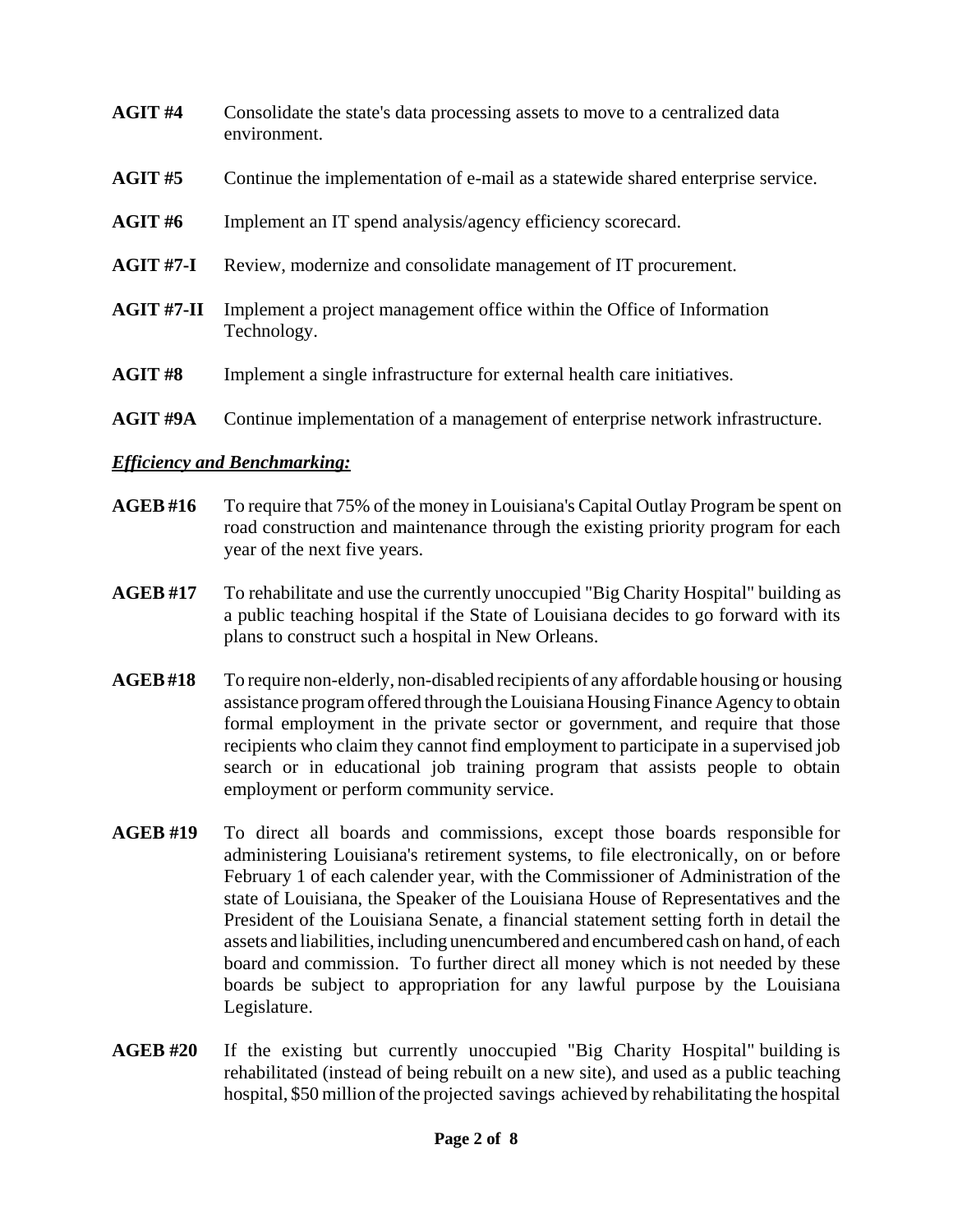**AGIT #4** Consolidate the state's data processing assets to move to a centralized data environment.

**AGIT #5** Continue the implementation of e-mail as a statewide shared enterprise service.

**AGIT #6** Implement an IT spend analysis/agency efficiency scorecard.

**AGIT #7-I** Review, modernize and consolidate management of IT procurement.

**AGIT #7-II** Implement a project management office within the Office of Information Technology.

**AGIT #8** Implement a single infrastructure for external health care initiatives.

**AGIT #9A** Continue implementation of a management of enterprise network infrastructure.

***Efficiency and Benchmarking:***

**AGEB #16** To require that 75% of the money in Louisiana's Capital Outlay Program be spent on road construction and maintenance through the existing priority program for each year of the next five years.

**AGEB #17** To rehabilitate and use the currently unoccupied "Big Charity Hospital" building as a public teaching hospital if the State of Louisiana decides to go forward with its plans to construct such a hospital in New Orleans.

**AGEB #18** To require non-elderly, non-disabled recipients of any affordable housing or housing assistance program offered through the Louisiana Housing Finance Agency to obtain formal employment in the private sector or government, and require that those recipients who claim they cannot find employment to participate in a supervised job search or in educational job training program that assists people to obtain employment or perform community service.

**AGEB #19** To direct all boards and commissions, except those boards responsible for administering Louisiana's retirement systems, to file electronically, on or before February 1 of each calender year, with the Commissioner of Administration of the state of Louisiana, the Speaker of the Louisiana House of Representatives and the President of the Louisiana Senate, a financial statement setting forth in detail the assets and liabilities, including unencumbered and encumbered cash on hand, of each board and commission. To further direct all money which is not needed by these boards be subject to appropriation for any lawful purpose by the Louisiana Legislature.

**AGEB #20** If the existing but currently unoccupied "Big Charity Hospital" building is rehabilitated (instead of being rebuilt on a new site), and used as a public teaching hospital, $50 million of the projected savings achieved by rehabilitating the hospital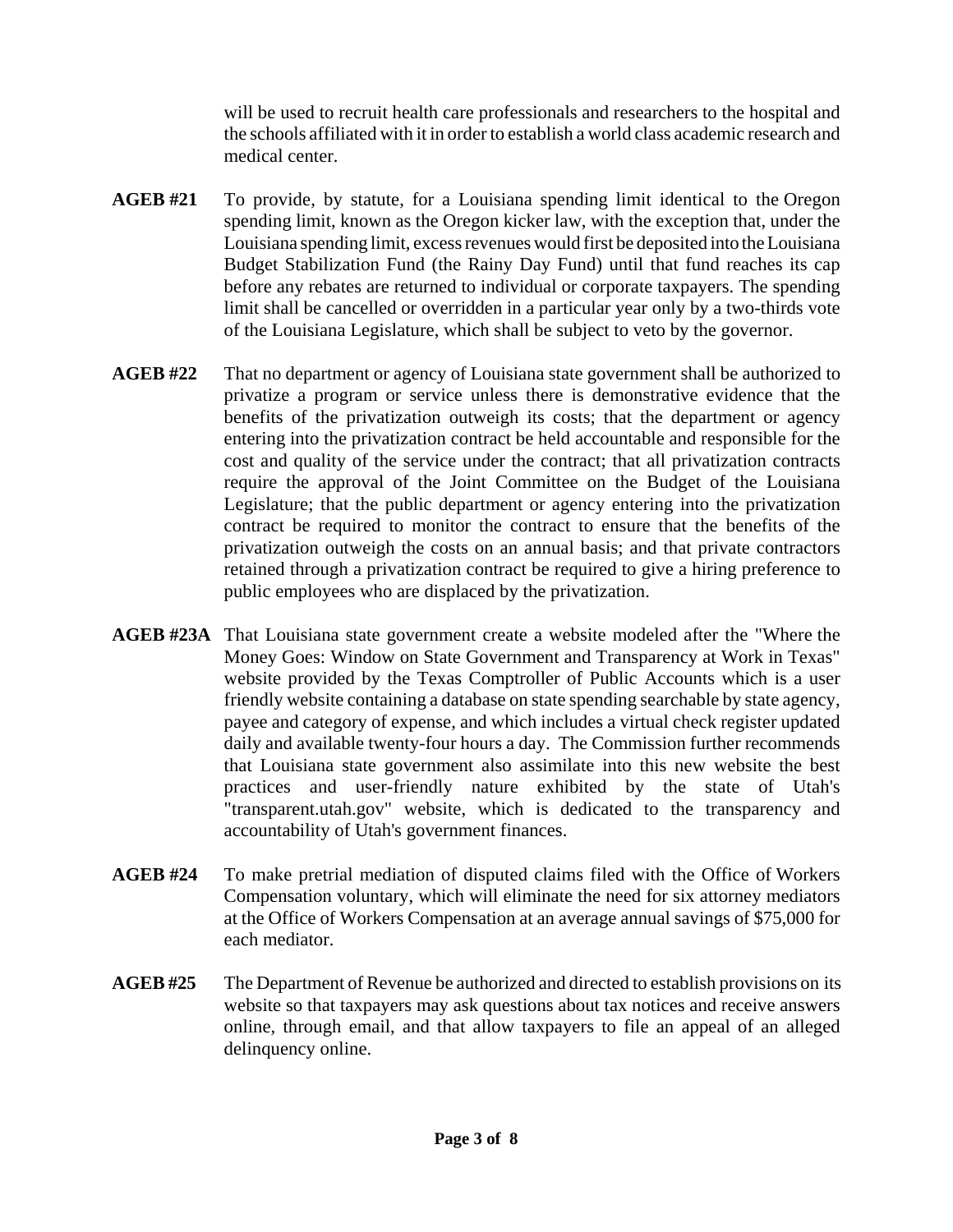will be used to recruit health care professionals and researchers to the hospital and the schools affiliated with it in order to establish a world class academic research and medical center.

**AGEB #21** To provide, by statute, for a Louisiana spending limit identical to the Oregon spending limit, known as the Oregon kicker law, with the exception that, under the Louisiana spending limit, excess revenues would first be deposited into the Louisiana Budget Stabilization Fund (the Rainy Day Fund) until that fund reaches its cap before any rebates are returned to individual or corporate taxpayers. The spending limit shall be cancelled or overridden in a particular year only by a two-thirds vote of the Louisiana Legislature, which shall be subject to veto by the governor.

**AGEB #22** That no department or agency of Louisiana state government shall be authorized to privatize a program or service unless there is demonstrative evidence that the benefits of the privatization outweigh its costs; that the department or agency entering into the privatization contract be held accountable and responsible for the cost and quality of the service under the contract; that all privatization contracts require the approval of the Joint Committee on the Budget of the Louisiana Legislature; that the public department or agency entering into the privatization contract be required to monitor the contract to ensure that the benefits of the privatization outweigh the costs on an annual basis; and that private contractors retained through a privatization contract be required to give a hiring preference to public employees who are displaced by the privatization.

**AGEB #23A** That Louisiana state government create a website modeled after the "Where the Money Goes: Window on State Government and Transparency at Work in Texas" website provided by the Texas Comptroller of Public Accounts which is a user friendly website containing a database on state spending searchable by state agency, payee and category of expense, and which includes a virtual check register updated daily and available twenty-four hours a day. The Commission further recommends that Louisiana state government also assimilate into this new website the best practices and user-friendly nature exhibited by the state of Utah's "transparent.utah.gov" website, which is dedicated to the transparency and accountability of Utah's government finances.

**AGEB #24** To make pretrial mediation of disputed claims filed with the Office of Workers Compensation voluntary, which will eliminate the need for six attorney mediators at the Office of Workers Compensation at an average annual savings of $75,000 for each mediator.

**AGEB #25** The Department of Revenue be authorized and directed to establish provisions on its website so that taxpayers may ask questions about tax notices and receive answers online, through email, and that allow taxpayers to file an appeal of an alleged delinquency online.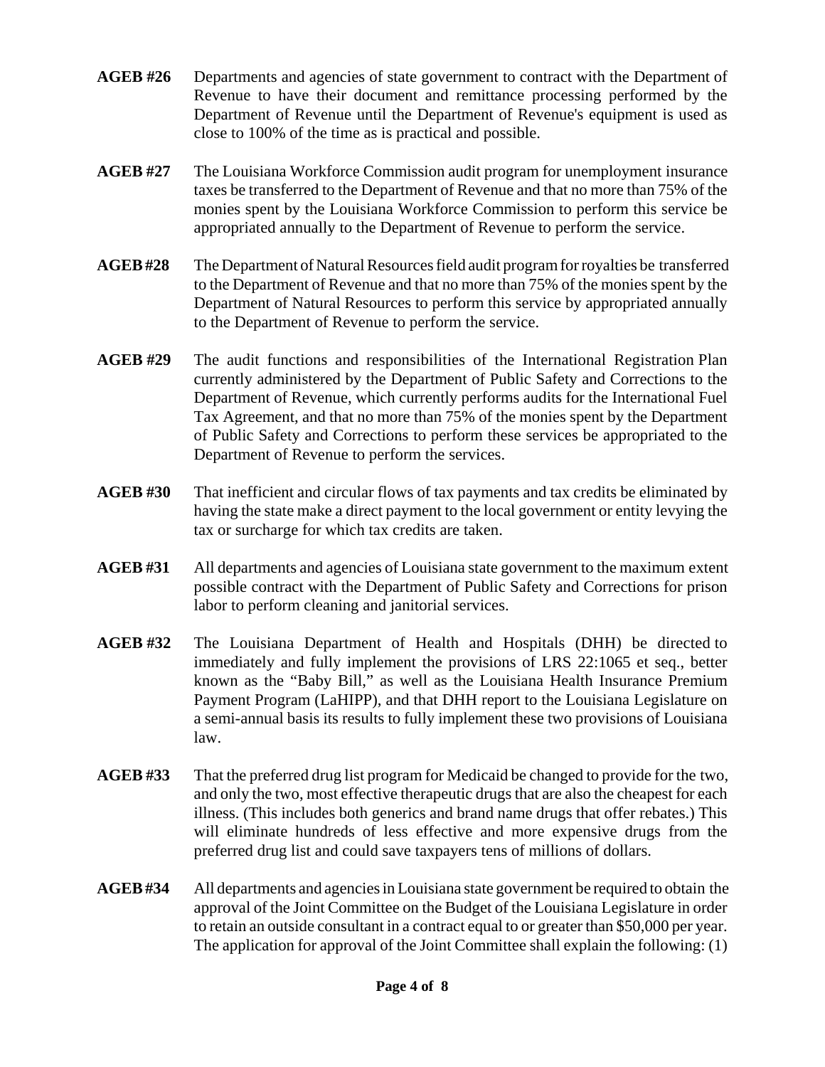**AGEB #26** Departments and agencies of state government to contract with the Department of Revenue to have their document and remittance processing performed by the Department of Revenue until the Department of Revenue's equipment is used as close to 100% of the time as is practical and possible.

**AGEB #27** The Louisiana Workforce Commission audit program for unemployment insurance taxes be transferred to the Department of Revenue and that no more than 75% of the monies spent by the Louisiana Workforce Commission to perform this service be appropriated annually to the Department of Revenue to perform the service.

**AGEB #28** The Department of Natural Resources field audit program for royalties be transferred to the Department of Revenue and that no more than 75% of the monies spent by the Department of Natural Resources to perform this service by appropriated annually to the Department of Revenue to perform the service.

**AGEB #29** The audit functions and responsibilities of the International Registration Plan currently administered by the Department of Public Safety and Corrections to the Department of Revenue, which currently performs audits for the International Fuel Tax Agreement, and that no more than 75% of the monies spent by the Department of Public Safety and Corrections to perform these services be appropriated to the Department of Revenue to perform the services.

**AGEB #30** That inefficient and circular flows of tax payments and tax credits be eliminated by having the state make a direct payment to the local government or entity levying the tax or surcharge for which tax credits are taken.

**AGEB #31** All departments and agencies of Louisiana state government to the maximum extent possible contract with the Department of Public Safety and Corrections for prison labor to perform cleaning and janitorial services.

**AGEB #32** The Louisiana Department of Health and Hospitals (DHH) be directed to immediately and fully implement the provisions of LRS 22:1065 et seq., better known as the "Baby Bill," as well as the Louisiana Health Insurance Premium Payment Program (LaHIPP), and that DHH report to the Louisiana Legislature on a semi-annual basis its results to fully implement these two provisions of Louisiana law.

**AGEB #33** That the preferred drug list program for Medicaid be changed to provide for the two, and only the two, most effective therapeutic drugs that are also the cheapest for each illness. (This includes both generics and brand name drugs that offer rebates.) This will eliminate hundreds of less effective and more expensive drugs from the preferred drug list and could save taxpayers tens of millions of dollars.

**AGEB #34** All departments and agencies in Louisiana state government be required to obtain the approval of the Joint Committee on the Budget of the Louisiana Legislature in order to retain an outside consultant in a contract equal to or greater than $50,000 per year. The application for approval of the Joint Committee shall explain the following: (1)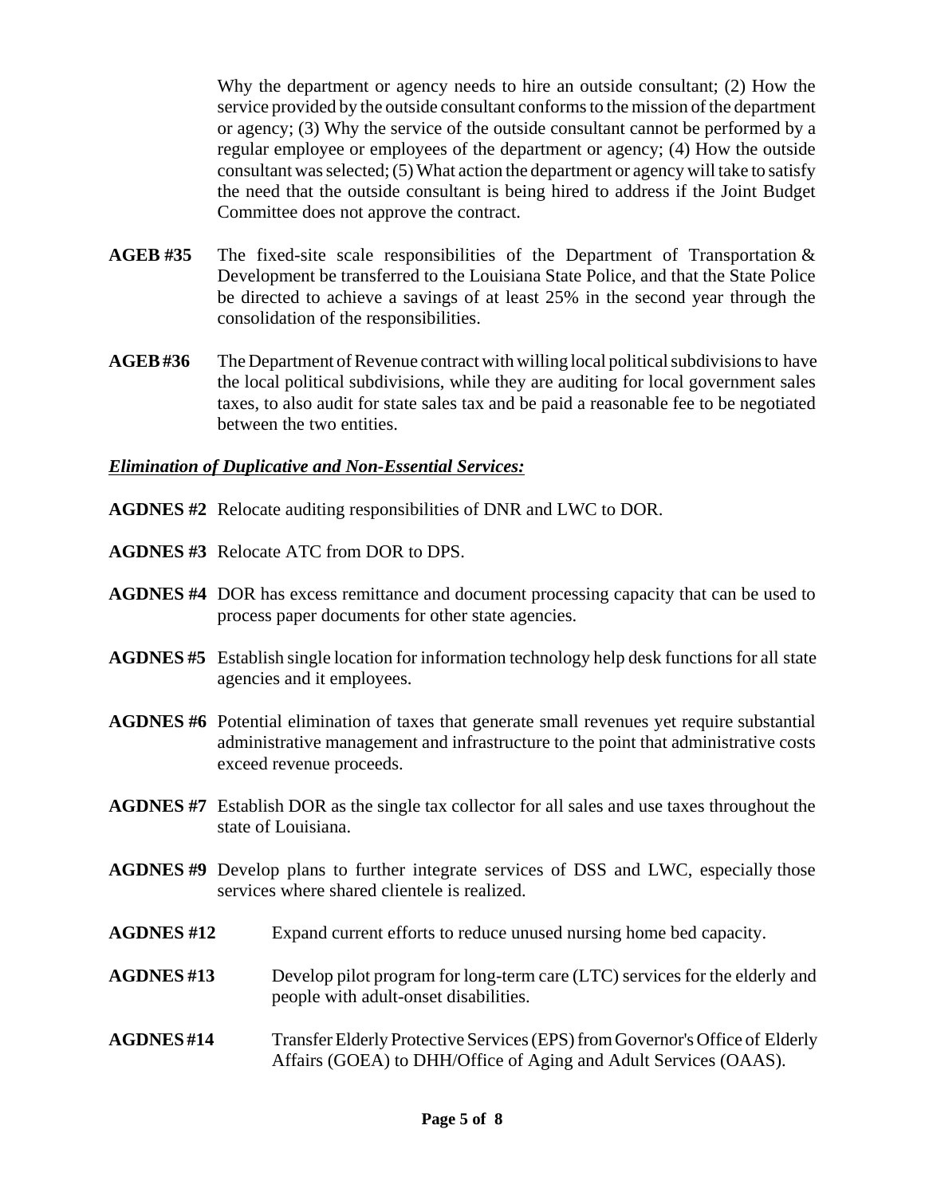Why the department or agency needs to hire an outside consultant; (2) How the service provided by the outside consultant conforms to the mission of the department or agency; (3) Why the service of the outside consultant cannot be performed by a regular employee or employees of the department or agency; (4) How the outside consultant was selected; (5) What action the department or agency will take to satisfy the need that the outside consultant is being hired to address if the Joint Budget Committee does not approve the contract.

**AGEB #35** The fixed-site scale responsibilities of the Department of Transportation & Development be transferred to the Louisiana State Police, and that the State Police be directed to achieve a savings of at least 25% in the second year through the consolidation of the responsibilities.

**AGEB #36** The Department of Revenue contract with willing local political subdivisions to have the local political subdivisions, while they are auditing for local government sales taxes, to also audit for state sales tax and be paid a reasonable fee to be negotiated between the two entities.

***Elimination of Duplicative and Non-Essential Services:***

**AGDNES #2** Relocate auditing responsibilities of DNR and LWC to DOR.

**AGDNES #3** Relocate ATC from DOR to DPS.

**AGDNES #4** DOR has excess remittance and document processing capacity that can be used to process paper documents for other state agencies.

**AGDNES #5** Establish single location for information technology help desk functions for all state agencies and it employees.

**AGDNES #6** Potential elimination of taxes that generate small revenues yet require substantial administrative management and infrastructure to the point that administrative costs exceed revenue proceeds.

**AGDNES #7** Establish DOR as the single tax collector for all sales and use taxes throughout the state of Louisiana.

**AGDNES #9** Develop plans to further integrate services of DSS and LWC, especially those services where shared clientele is realized.

**AGDNES #12** Expand current efforts to reduce unused nursing home bed capacity.

**AGDNES #13** Develop pilot program for long-term care (LTC) services for the elderly and people with adult-onset disabilities.

**AGDNES #14** Transfer Elderly Protective Services (EPS) from Governor's Office of Elderly Affairs (GOEA) to DHH/Office of Aging and Adult Services (OAAS).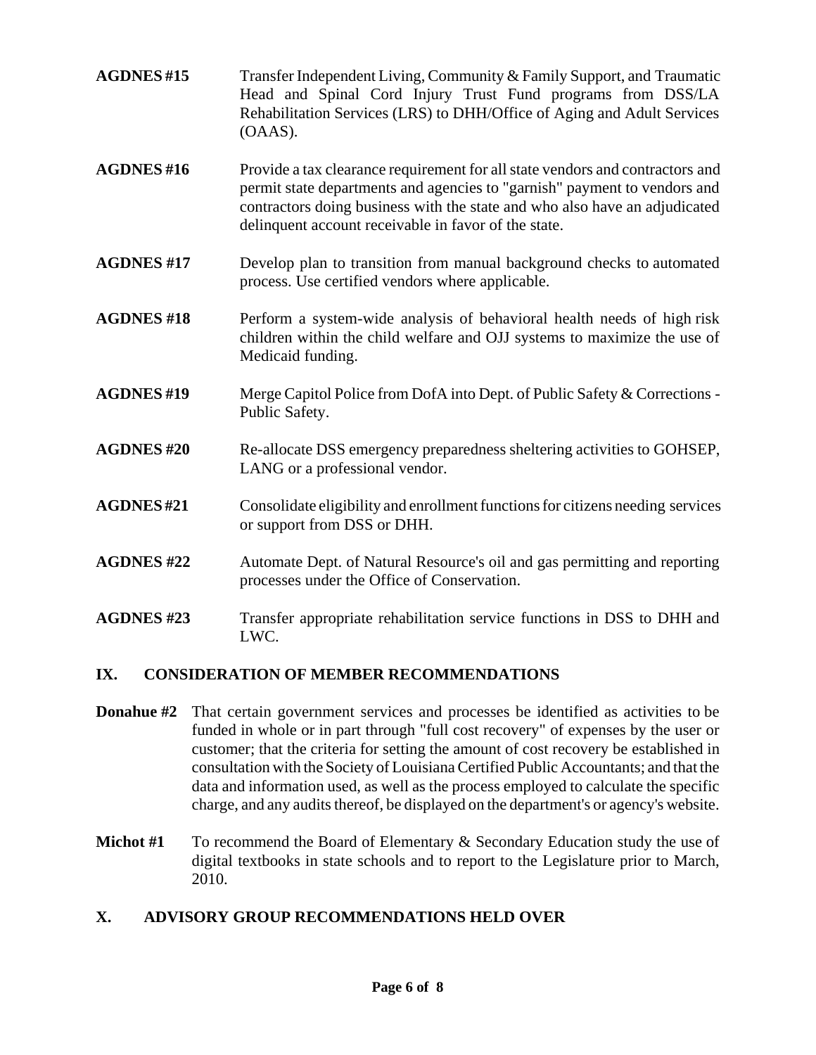**AGDNES #15** Transfer Independent Living, Community & Family Support, and Traumatic Head and Spinal Cord Injury Trust Fund programs from DSS/LA Rehabilitation Services (LRS) to DHH/Office of Aging and Adult Services (OAAS).

**AGDNES #16** Provide a tax clearance requirement for all state vendors and contractors and permit state departments and agencies to "garnish" payment to vendors and contractors doing business with the state and who also have an adjudicated delinquent account receivable in favor of the state.

**AGDNES #17** Develop plan to transition from manual background checks to automated process. Use certified vendors where applicable.

**AGDNES #18** Perform a system-wide analysis of behavioral health needs of high risk children within the child welfare and OJJ systems to maximize the use of Medicaid funding.

**AGDNES #19** Merge Capitol Police from DofA into Dept. of Public Safety & Corrections - Public Safety.

**AGDNES #20** Re-allocate DSS emergency preparedness sheltering activities to GOHSEP, LANG or a professional vendor.

**AGDNES #21** Consolidate eligibility and enrollment functions for citizens needing services or support from DSS or DHH.

**AGDNES #22** Automate Dept. of Natural Resource's oil and gas permitting and reporting processes under the Office of Conservation.

**AGDNES #23** Transfer appropriate rehabilitation service functions in DSS to DHH and LWC.

## IX. CONSIDERATION OF MEMBER RECOMMENDATIONS

**Donahue #2** That certain government services and processes be identified as activities to be funded in whole or in part through "full cost recovery" of expenses by the user or customer; that the criteria for setting the amount of cost recovery be established in consultation with the Society of Louisiana Certified Public Accountants; and that the data and information used, as well as the process employed to calculate the specific charge, and any audits thereof, be displayed on the department's or agency's website.

**Michot #1** To recommend the Board of Elementary & Secondary Education study the use of digital textbooks in state schools and to report to the Legislature prior to March, 2010.

## X. ADVISORY GROUP RECOMMENDATIONS HELD OVER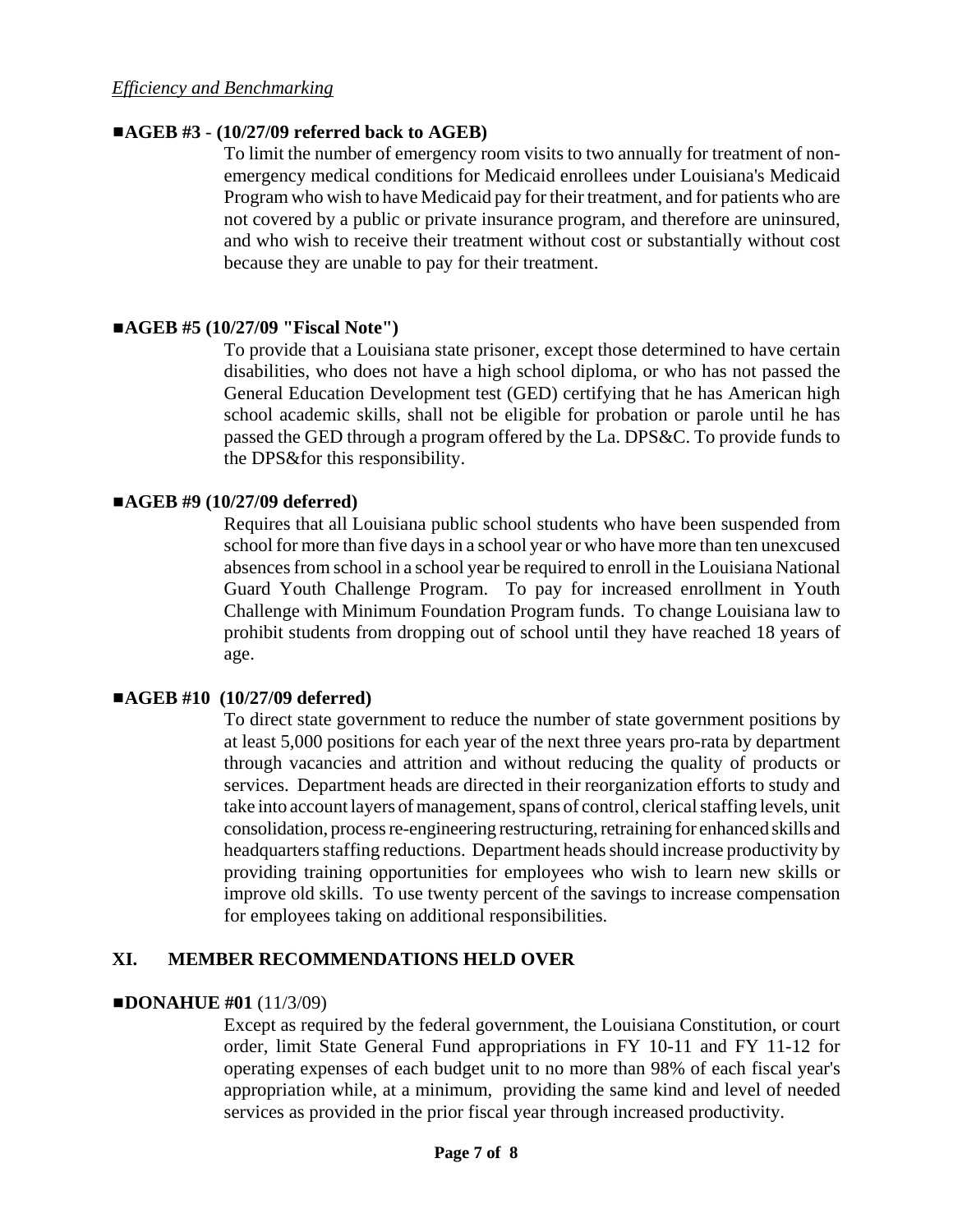*Efficiency and Benchmarking*

■**AGEB #3 - (10/27/09 referred back to AGEB)**

To limit the number of emergency room visits to two annually for treatment of non-emergency medical conditions for Medicaid enrollees under Louisiana's Medicaid Program who wish to have Medicaid pay for their treatment, and for patients who are not covered by a public or private insurance program, and therefore are uninsured, and who wish to receive their treatment without cost or substantially without cost because they are unable to pay for their treatment.

■**AGEB #5 (10/27/09 "Fiscal Note")**

To provide that a Louisiana state prisoner, except those determined to have certain disabilities, who does not have a high school diploma, or who has not passed the General Education Development test (GED) certifying that he has American high school academic skills, shall not be eligible for probation or parole until he has passed the GED through a program offered by the La. DPS&C. To provide funds to the DPS&for this responsibility.

■**AGEB #9 (10/27/09 deferred)**

Requires that all Louisiana public school students who have been suspended from school for more than five days in a school year or who have more than ten unexcused absences from school in a school year be required to enroll in the Louisiana National Guard Youth Challenge Program. To pay for increased enrollment in Youth Challenge with Minimum Foundation Program funds. To change Louisiana law to prohibit students from dropping out of school until they have reached 18 years of age.

■**AGEB #10 (10/27/09 deferred)**

To direct state government to reduce the number of state government positions by at least 5,000 positions for each year of the next three years pro-rata by department through vacancies and attrition and without reducing the quality of products or services. Department heads are directed in their reorganization efforts to study and take into account layers of management, spans of control, clerical staffing levels, unit consolidation, process re-engineering restructuring, retraining for enhanced skills and headquarters staffing reductions. Department heads should increase productivity by providing training opportunities for employees who wish to learn new skills or improve old skills. To use twenty percent of the savings to increase compensation for employees taking on additional responsibilities.

## XI. MEMBER RECOMMENDATIONS HELD OVER

■**DONAHUE #01** (11/3/09)

Except as required by the federal government, the Louisiana Constitution, or court order, limit State General Fund appropriations in FY 10-11 and FY 11-12 for operating expenses of each budget unit to no more than 98% of each fiscal year's appropriation while, at a minimum, providing the same kind and level of needed services as provided in the prior fiscal year through increased productivity.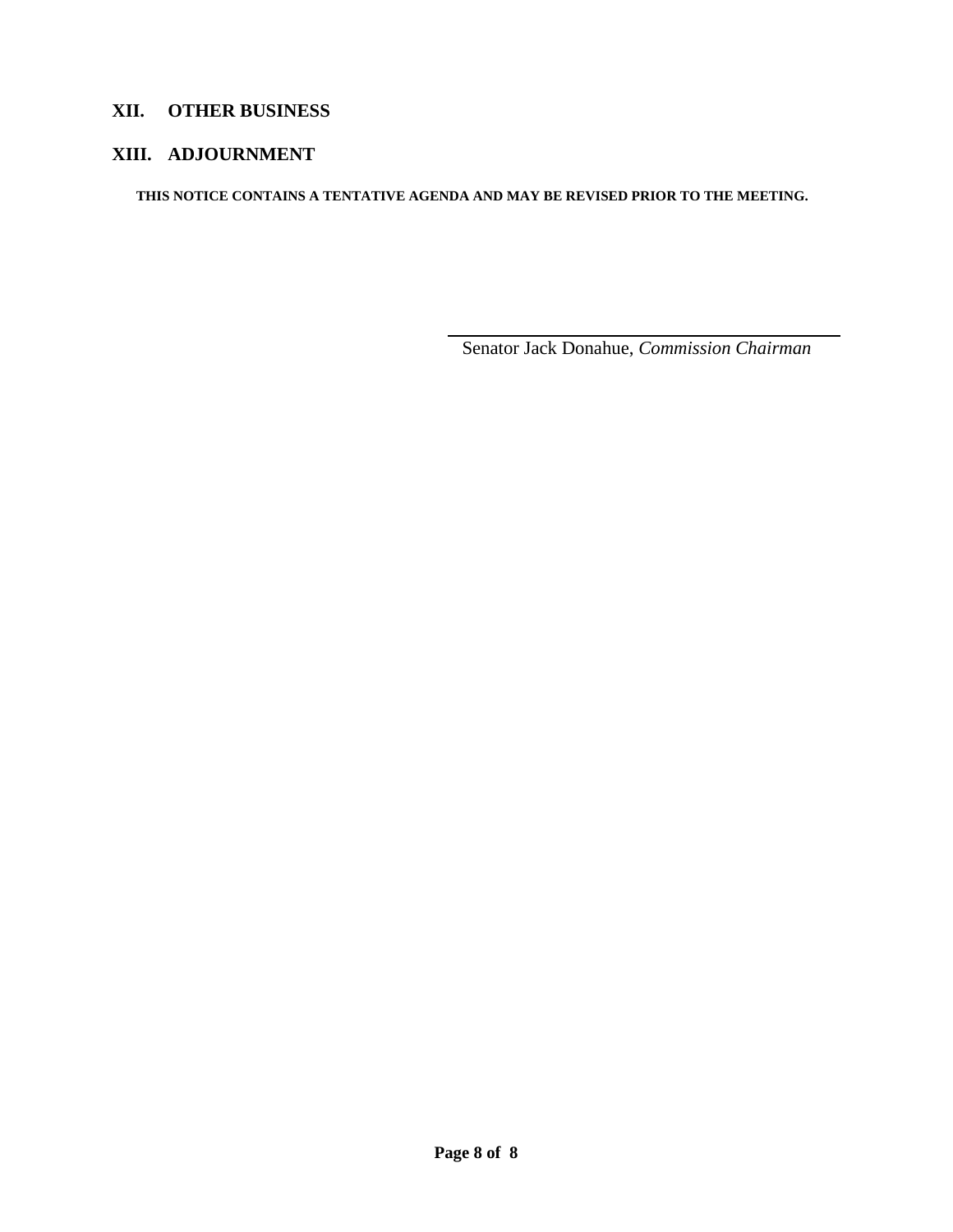## XII. OTHER BUSINESS

## XIII. ADJOURNMENT

**THIS NOTICE CONTAINS A TENTATIVE AGENDA AND MAY BE REVISED PRIOR TO THE MEETING.**

\_\_\_\_\_\_\_\_\_\_\_\_\_\_\_\_\_\_\_\_\_\_\_\_\_\_\_\_\_\_\_\_\_\_\_\_\_\_\_\_

Senator Jack Donahue, *Commission Chairman*